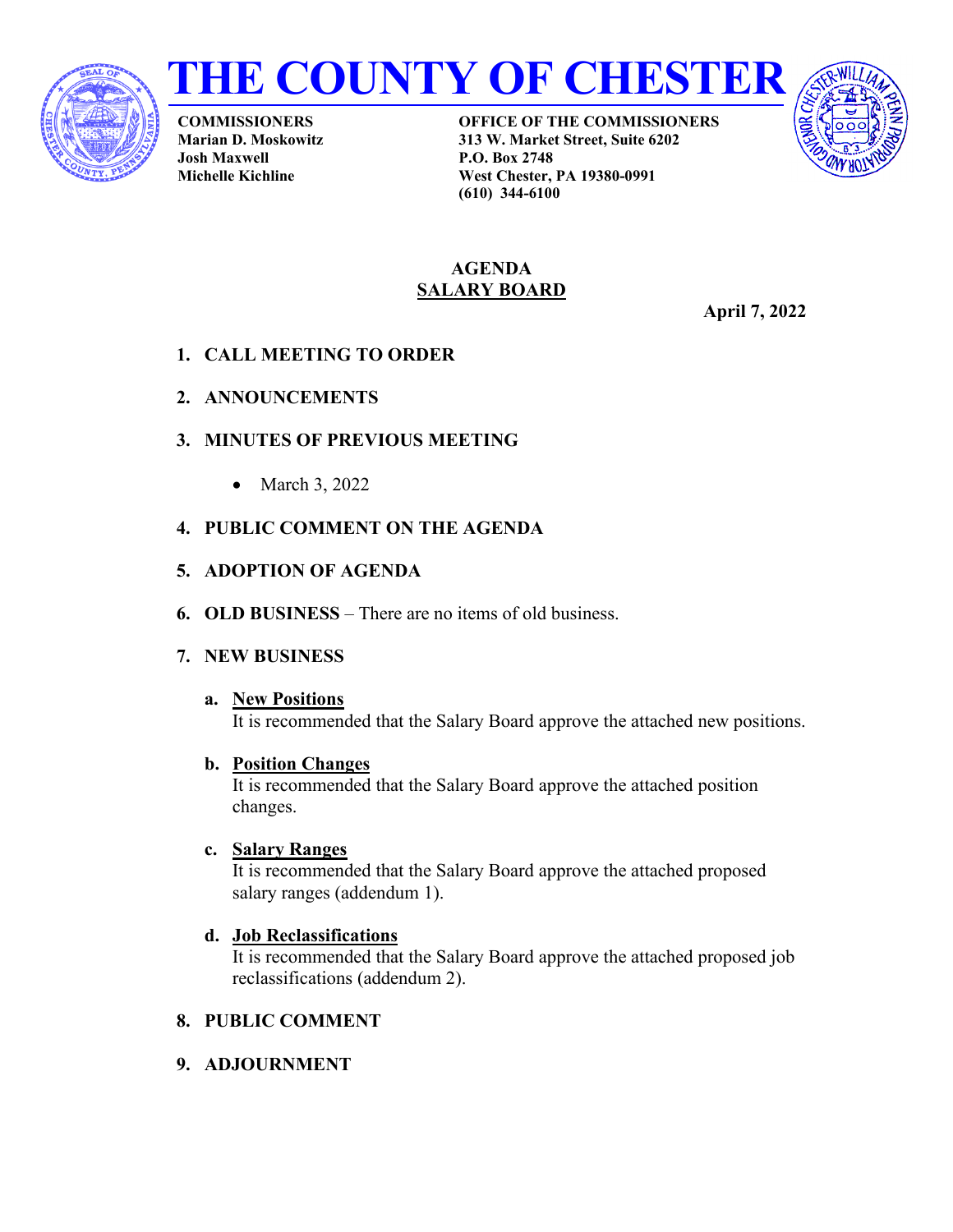# THE COUNTY OF CHESTER

**COMMISSIONERS**
**Marian D. Moskowitz**
**Josh Maxwell**
**Michelle Kichline**

**OFFICE OF THE COMMISSIONERS**
**313 W. Market Street, Suite 6202**
**P.O. Box 2748**
**West Chester, PA 19380-0991**
**(610) 344-6100**

## AGENDA
## SALARY BOARD

**April 7, 2022**

1. **CALL MEETING TO ORDER**

2. **ANNOUNCEMENTS**

3. **MINUTES OF PREVIOUS MEETING**
   - March 3, 2022

4. **PUBLIC COMMENT ON THE AGENDA**

5. **ADOPTION OF AGENDA**

6. **OLD BUSINESS** – There are no items of old business.

7. **NEW BUSINESS**

   a. **New Positions**
   It is recommended that the Salary Board approve the attached new positions.

   b. **Position Changes**
   It is recommended that the Salary Board approve the attached position changes.

   c. **Salary Ranges**
   It is recommended that the Salary Board approve the attached proposed salary ranges (addendum 1).

   d. **Job Reclassifications**
   It is recommended that the Salary Board approve the attached proposed job reclassifications (addendum 2).

8. **PUBLIC COMMENT**

9. **ADJOURNMENT**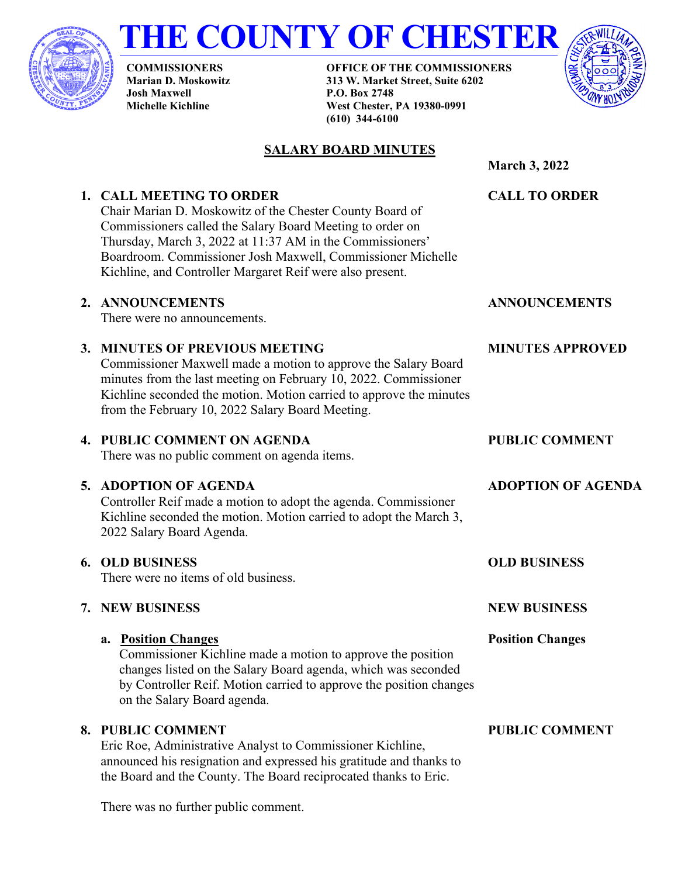# THE COUNTY OF CHESTER

**COMMISSIONERS**
**Marian D. Moskowitz**
**Josh Maxwell**
**Michelle Kichline**

**OFFICE OF THE COMMISSIONERS**
**313 W. Market Street, Suite 6202**
**P.O. Box 2748**
**West Chester, PA 19380-0991**
**(610) 344-6100**

## SALARY BOARD MINUTES

**March 3, 2022**

**1. CALL MEETING TO ORDER** — **CALL TO ORDER**

Chair Marian D. Moskowitz of the Chester County Board of Commissioners called the Salary Board Meeting to order on Thursday, March 3, 2022 at 11:37 AM in the Commissioners' Boardroom. Commissioner Josh Maxwell, Commissioner Michelle Kichline, and Controller Margaret Reif were also present.

**2. ANNOUNCEMENTS** — **ANNOUNCEMENTS**

There were no announcements.

**3. MINUTES OF PREVIOUS MEETING** — **MINUTES APPROVED**

Commissioner Maxwell made a motion to approve the Salary Board minutes from the last meeting on February 10, 2022. Commissioner Kichline seconded the motion. Motion carried to approve the minutes from the February 10, 2022 Salary Board Meeting.

**4. PUBLIC COMMENT ON AGENDA** — **PUBLIC COMMENT**

There was no public comment on agenda items.

**5. ADOPTION OF AGENDA** — **ADOPTION OF AGENDA**

Controller Reif made a motion to adopt the agenda. Commissioner Kichline seconded the motion. Motion carried to adopt the March 3, 2022 Salary Board Agenda.

**6. OLD BUSINESS** — **OLD BUSINESS**

There were no items of old business.

**7. NEW BUSINESS** — **NEW BUSINESS**

**a. Position Changes** — **Position Changes**

Commissioner Kichline made a motion to approve the position changes listed on the Salary Board agenda, which was seconded by Controller Reif. Motion carried to approve the position changes on the Salary Board agenda.

**8. PUBLIC COMMENT** — **PUBLIC COMMENT**

Eric Roe, Administrative Analyst to Commissioner Kichline, announced his resignation and expressed his gratitude and thanks to the Board and the County. The Board reciprocated thanks to Eric.

There was no further public comment.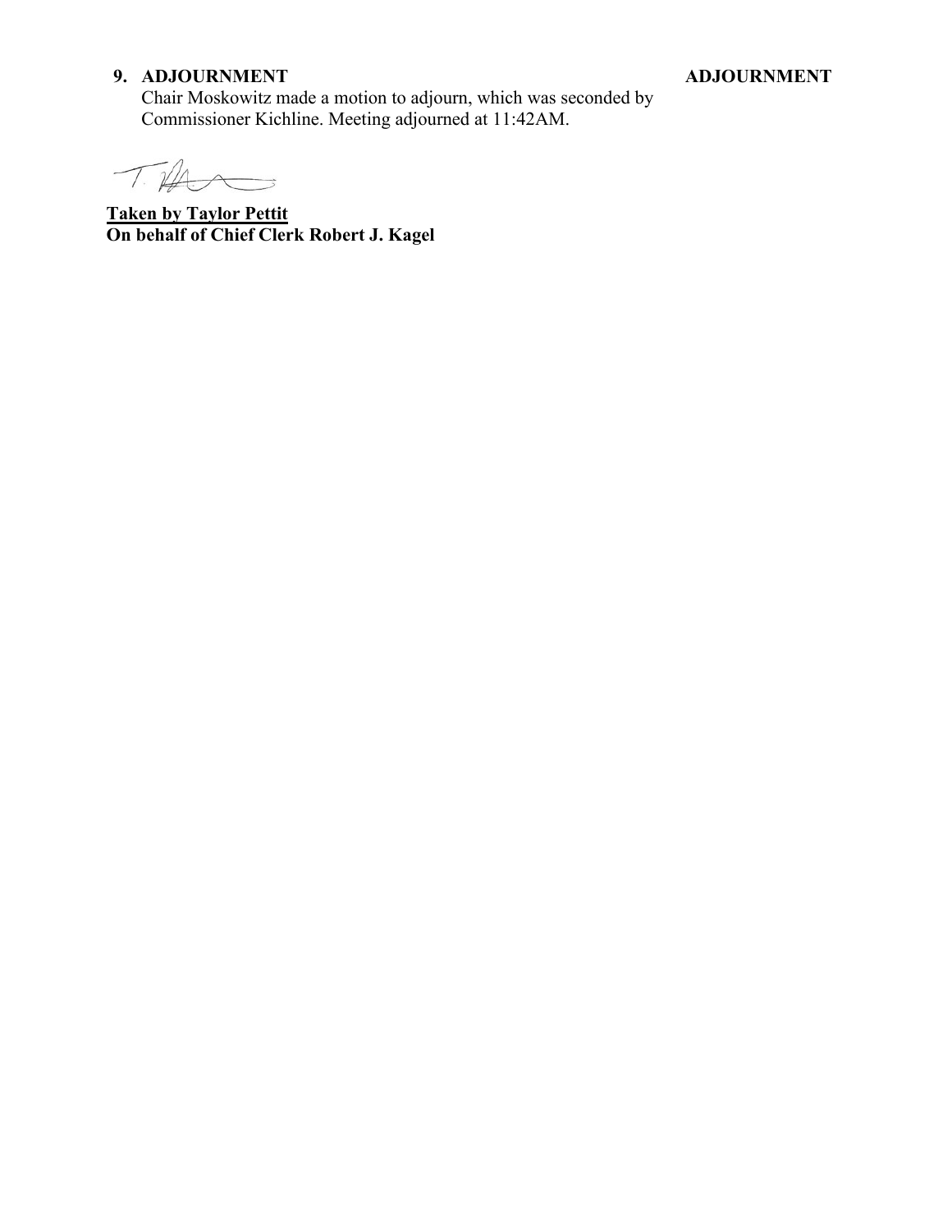**9. ADJOURNMENT** **ADJOURNMENT**

Chair Moskowitz made a motion to adjourn, which was seconded by Commissioner Kichline. Meeting adjourned at 11:42AM.

**<u>Taken by Taylor Pettit</u>**
**On behalf of Chief Clerk Robert J. Kagel**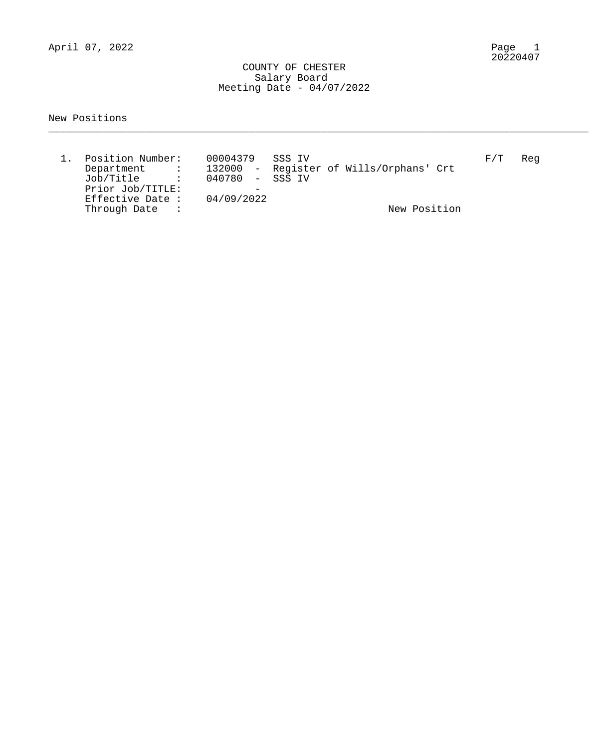April 07, 2022

# COUNTY OF CHESTER
## Salary Board
### Meeting Date - 04/07/2022

New Positions

---

1. Position Number: 00004379 SSS IV F/T Reg
   Department : 132000 - Register of Wills/Orphans' Crt
   Job/Title : 040780 - SSS IV
   Prior Job/TITLE: -
   Effective Date : 04/09/2022
   Through Date : New Position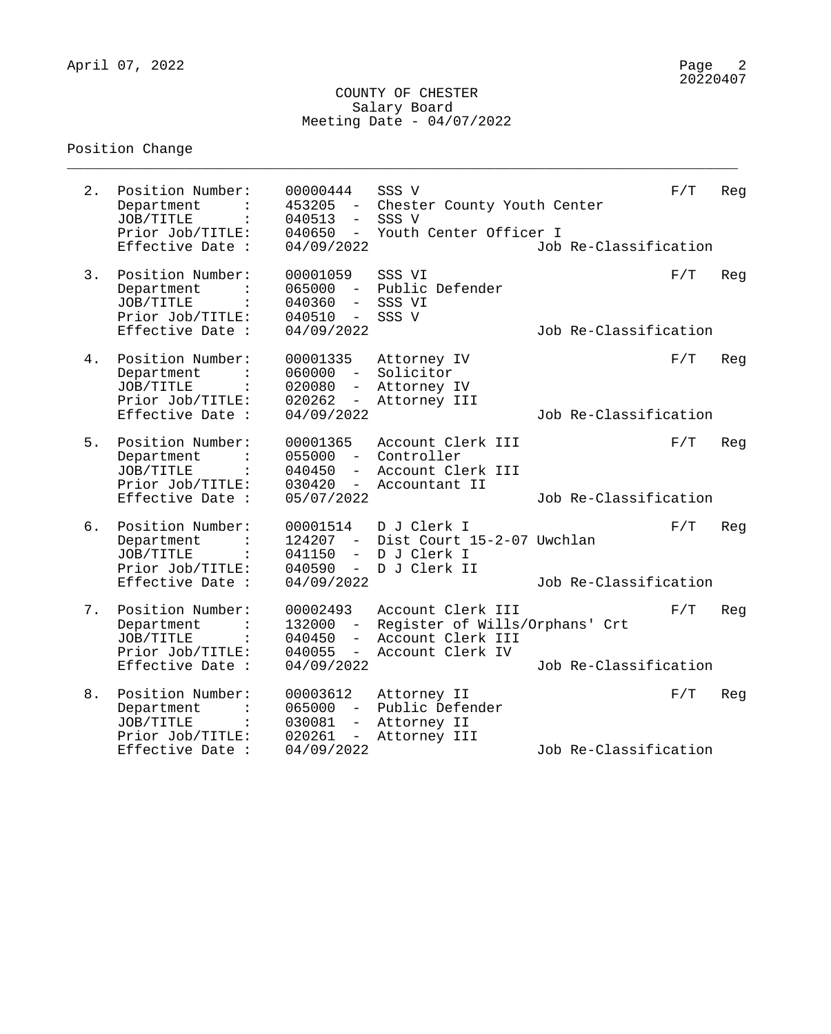COUNTY OF CHESTER
Salary Board
Meeting Date - 04/07/2022

Position Change

---

2. Position Number: 00000444 SSS V — F/T Reg
   Department : 453205 - Chester County Youth Center
   JOB/TITLE : 040513 - SSS V
   Prior Job/TITLE: 040650 - Youth Center Officer I
   Effective Date : 04/09/2022 — Job Re-Classification

3. Position Number: 00001059 SSS VI — F/T Reg
   Department : 065000 - Public Defender
   JOB/TITLE : 040360 - SSS VI
   Prior Job/TITLE: 040510 - SSS V
   Effective Date : 04/09/2022 — Job Re-Classification

4. Position Number: 00001335 Attorney IV — F/T Reg
   Department : 060000 - Solicitor
   JOB/TITLE : 020080 - Attorney IV
   Prior Job/TITLE: 020262 - Attorney III
   Effective Date : 04/09/2022 — Job Re-Classification

5. Position Number: 00001365 Account Clerk III — F/T Reg
   Department : 055000 - Controller
   JOB/TITLE : 040450 - Account Clerk III
   Prior Job/TITLE: 030420 - Accountant II
   Effective Date : 05/07/2022 — Job Re-Classification

6. Position Number: 00001514 D J Clerk I — F/T Reg
   Department : 124207 - Dist Court 15-2-07 Uwchlan
   JOB/TITLE : 041150 - D J Clerk I
   Prior Job/TITLE: 040590 - D J Clerk II
   Effective Date : 04/09/2022 — Job Re-Classification

7. Position Number: 00002493 Account Clerk III — F/T Reg
   Department : 132000 - Register of Wills/Orphans' Crt
   JOB/TITLE : 040450 - Account Clerk III
   Prior Job/TITLE: 040055 - Account Clerk IV
   Effective Date : 04/09/2022 — Job Re-Classification

8. Position Number: 00003612 Attorney II — F/T Reg
   Department : 065000 - Public Defender
   JOB/TITLE : 030081 - Attorney II
   Prior Job/TITLE: 020261 - Attorney III
   Effective Date : 04/09/2022 — Job Re-Classification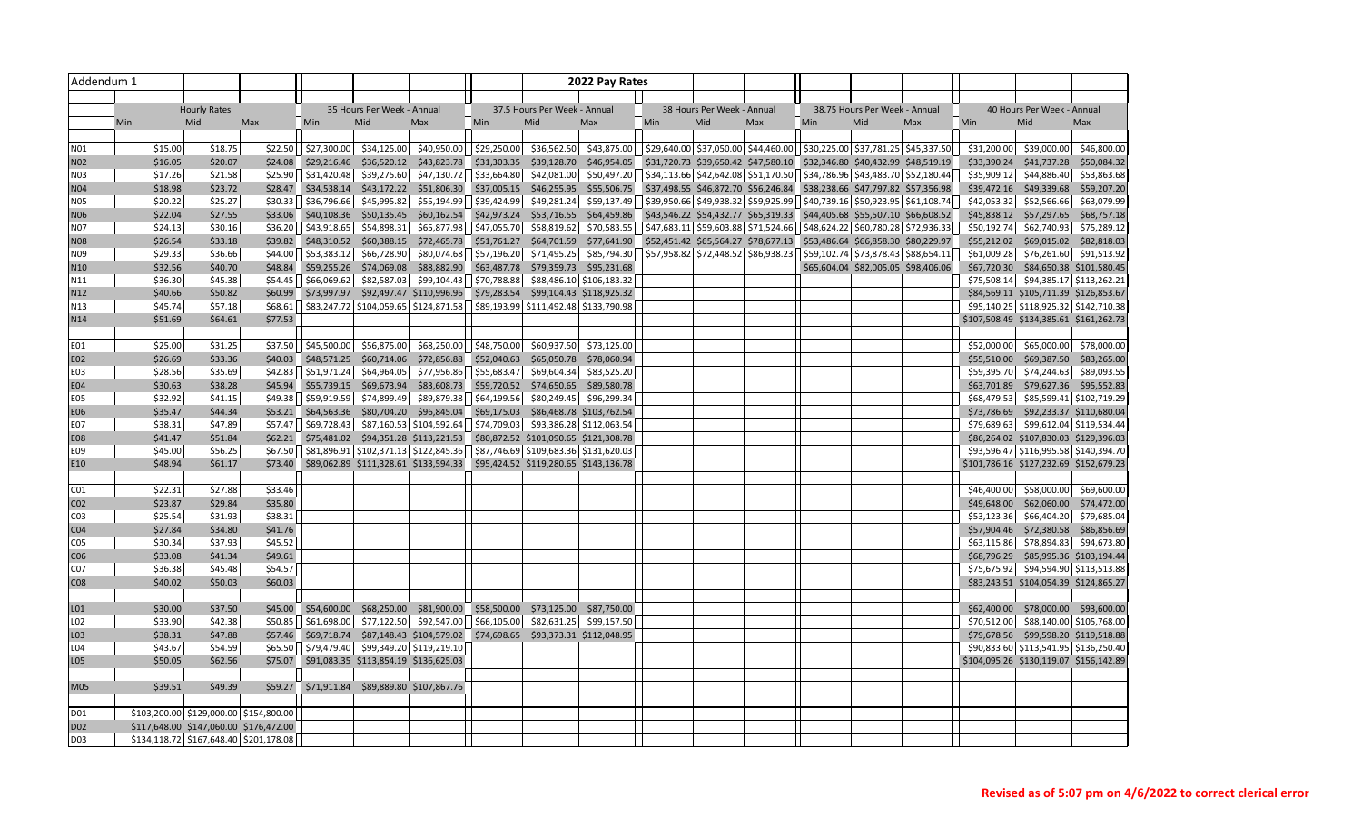Addendum 1

# 2022 Pay Rates

| | Hourly Rates | | | 35 Hours Per Week - Annual | | | 37.5 Hours Per Week - Annual | | | 38 Hours Per Week - Annual | | | 38.75 Hours Per Week - Annual | | | 40 Hours Per Week - Annual | | |
|---|---|---|---|---|---|---|---|---|---|---|---|---|---|---|---|---|---|---|
| | Min | Mid | Max | Min | Mid | Max | Min | Mid | Max | Min | Mid | Max | Min | Mid | Max | Min | Mid | Max |
| N01 | $15.00 | $18.75 | $22.50 | $27,300.00 | $34,125.00 | $40,950.00 | $29,250.00 | $36,562.50 | $43,875.00 | $29,640.00 | $37,050.00 | $44,460.00 | $30,225.00 | $37,781.25 | $45,337.50 | $31,200.00 | $39,000.00 | $46,800.00 |
| N02 | $16.05 | $20.07 | $24.08 | $29,216.46 | $36,520.12 | $43,823.78 | $31,303.35 | $39,128.70 | $46,954.05 | $31,720.73 | $39,650.42 | $47,580.10 | $32,346.80 | $40,432.99 | $48,519.19 | $33,390.24 | $41,737.28 | $50,084.32 |
| N03 | $17.26 | $21.58 | $25.90 | $31,420.48 | $39,275.60 | $47,130.72 | $33,664.80 | $42,081.00 | $50,497.20 | $34,113.66 | $42,642.08 | $51,170.50 | $34,786.96 | $43,483.70 | $52,180.44 | $35,909.12 | $44,886.40 | $53,863.68 |
| N04 | $18.98 | $23.72 | $28.47 | $34,538.14 | $43,172.22 | $51,806.30 | $37,005.15 | $46,255.95 | $55,506.75 | $37,498.55 | $46,872.70 | $56,246.84 | $38,238.66 | $47,797.82 | $57,356.98 | $39,472.16 | $49,339.68 | $59,207.20 |
| N05 | $20.22 | $25.27 | $30.33 | $36,796.66 | $45,995.82 | $55,194.99 | $39,424.99 | $49,281.24 | $59,137.49 | $39,950.66 | $49,938.32 | $59,925.99 | $40,739.16 | $50,923.95 | $61,108.74 | $42,053.32 | $52,566.66 | $63,079.99 |
| N06 | $22.04 | $27.55 | $33.06 | $40,108.36 | $50,135.45 | $60,162.54 | $42,973.24 | $53,716.55 | $64,459.86 | $43,546.22 | $54,432.77 | $65,319.33 | $44,405.68 | $55,507.10 | $66,608.52 | $45,838.12 | $57,297.65 | $68,757.18 |
| N07 | $24.13 | $30.16 | $36.20 | $43,918.65 | $54,898.31 | $65,877.98 | $47,055.70 | $58,819.62 | $70,583.55 | $47,683.11 | $59,603.88 | $71,524.66 | $48,624.22 | $60,780.28 | $72,936.33 | $50,192.74 | $62,740.93 | $75,289.12 |
| N08 | $26.54 | $33.18 | $39.82 | $48,310.52 | $60,388.15 | $72,465.78 | $51,761.27 | $64,701.59 | $77,641.90 | $52,451.42 | $65,564.27 | $78,677.13 | $53,486.64 | $66,858.30 | $80,229.97 | $55,212.02 | $69,015.02 | $82,818.03 |
| N09 | $29.33 | $36.66 | $44.00 | $53,383.12 | $66,728.90 | $80,074.68 | $57,196.20 | $71,495.25 | $85,794.30 | $57,958.82 | $72,448.52 | $86,938.23 | $59,102.74 | $73,878.43 | $88,654.11 | $61,009.28 | $76,261.60 | $91,513.92 |
| N10 | $32.56 | $40.70 | $48.84 | $59,255.26 | $74,069.08 | $88,882.90 | $63,487.78 | $79,359.73 | $95,231.68 | | | | $65,604.04 | $82,005.05 | $98,406.06 | $67,720.30 | $84,650.38 | $101,580.45 |
| N11 | $36.30 | $45.38 | $54.45 | $66,069.62 | $82,587.03 | $99,104.43 | $70,788.88 | $88,486.10 | $106,183.32 | | | | | | | $75,508.14 | $94,385.17 | $113,262.21 |
| N12 | $40.66 | $50.82 | $60.99 | $73,997.97 | $92,497.47 | $110,996.96 | $79,283.54 | $99,104.43 | $118,925.32 | | | | | | | $84,569.11 | $105,711.39 | $126,853.67 |
| N13 | $45.74 | $57.18 | $68.61 | $83,247.72 | $104,059.65 | $124,871.58 | $89,193.99 | $111,492.48 | $133,790.98 | | | | | | | $95,140.25 | $118,925.32 | $142,710.38 |
| N14 | $51.69 | $64.61 | $77.53 | | | | | | | | | | | | | $107,508.49 | $134,385.61 | $161,262.73 |
| | | | | | | | | | | | | | | | | | | |
| E01 | $25.00 | $31.25 | $37.50 | $45,500.00 | $56,875.00 | $68,250.00 | $48,750.00 | $60,937.50 | $73,125.00 | | | | | | | $52,000.00 | $65,000.00 | $78,000.00 |
| E02 | $26.69 | $33.36 | $40.03 | $48,571.25 | $60,714.06 | $72,856.88 | $52,040.63 | $65,050.78 | $78,060.94 | | | | | | | $55,510.00 | $69,387.50 | $83,265.00 |
| E03 | $28.56 | $35.69 | $42.83 | $51,971.24 | $64,964.05 | $77,956.86 | $55,683.47 | $69,604.34 | $83,525.20 | | | | | | | $59,395.70 | $74,244.63 | $89,093.55 |
| E04 | $30.63 | $38.28 | $45.94 | $55,739.15 | $69,673.94 | $83,608.73 | $59,720.52 | $74,650.65 | $89,580.78 | | | | | | | $63,701.89 | $79,627.36 | $95,552.83 |
| E05 | $32.92 | $41.15 | $49.38 | $59,919.59 | $74,899.49 | $89,879.38 | $64,199.56 | $80,249.45 | $96,299.34 | | | | | | | $68,479.53 | $85,599.41 | $102,719.29 |
| E06 | $35.47 | $44.34 | $53.21 | $64,563.36 | $80,704.20 | $96,845.04 | $69,175.03 | $86,468.78 | $103,762.54 | | | | | | | $73,786.69 | $92,233.37 | $110,680.04 |
| E07 | $38.31 | $47.89 | $57.47 | $69,728.43 | $87,160.53 | $104,592.64 | $74,709.03 | $93,386.28 | $112,063.54 | | | | | | | $79,689.63 | $99,612.04 | $119,534.44 |
| E08 | $41.47 | $51.84 | $62.21 | $75,481.02 | $94,351.28 | $113,221.53 | $80,872.52 | $101,090.65 | $121,308.78 | | | | | | | $86,264.02 | $107,830.03 | $129,396.03 |
| E09 | $45.00 | $56.25 | $67.50 | $81,896.91 | $102,371.13 | $122,845.36 | $87,746.69 | $109,683.36 | $131,620.03 | | | | | | | $93,596.47 | $116,995.58 | $140,394.70 |
| E10 | $48.94 | $61.17 | $73.40 | $89,062.89 | $111,328.61 | $133,594.33 | $95,424.52 | $119,280.65 | $143,136.78 | | | | | | | $101,786.16 | $127,232.69 | $152,679.23 |
| | | | | | | | | | | | | | | | | | | |
| C01 | $22.31 | $27.88 | $33.46 | | | | | | | | | | | | | $46,400.00 | $58,000.00 | $69,600.00 |
| C02 | $23.87 | $29.84 | $35.80 | | | | | | | | | | | | | $49,648.00 | $62,060.00 | $74,472.00 |
| C03 | $25.54 | $31.93 | $38.31 | | | | | | | | | | | | | $53,123.36 | $66,404.20 | $79,685.04 |
| C04 | $27.84 | $34.80 | $41.76 | | | | | | | | | | | | | $57,904.46 | $72,380.58 | $86,856.69 |
| C05 | $30.34 | $37.93 | $45.52 | | | | | | | | | | | | | $63,115.86 | $78,894.83 | $94,673.80 |
| C06 | $33.08 | $41.34 | $49.61 | | | | | | | | | | | | | $68,796.29 | $85,995.36 | $103,194.44 |
| C07 | $36.38 | $45.48 | $54.57 | | | | | | | | | | | | | $75,675.92 | $94,594.90 | $113,513.88 |
| C08 | $40.02 | $50.03 | $60.03 | | | | | | | | | | | | | $83,243.51 | $104,054.39 | $124,865.27 |
| | | | | | | | | | | | | | | | | | | |
| L01 | $30.00 | $37.50 | $45.00 | $54,600.00 | $68,250.00 | $81,900.00 | $58,500.00 | $73,125.00 | $87,750.00 | | | | | | | $62,400.00 | $78,000.00 | $93,600.00 |
| L02 | $33.90 | $42.38 | $50.85 | $61,698.00 | $77,122.50 | $92,547.00 | $66,105.00 | $82,631.25 | $99,157.50 | | | | | | | $70,512.00 | $88,140.00 | $105,768.00 |
| L03 | $38.31 | $47.88 | $57.46 | $69,718.74 | $87,148.43 | $104,579.02 | $74,698.65 | $93,373.31 | $112,048.95 | | | | | | | $79,678.56 | $99,598.20 | $119,518.88 |
| L04 | $43.67 | $54.59 | $65.50 | $79,479.40 | $99,349.20 | $119,219.10 | | | | | | | | | | $90,833.60 | $113,541.95 | $136,250.40 |
| L05 | $50.05 | $62.56 | $75.07 | $91,083.35 | $113,854.19 | $136,625.03 | | | | | | | | | | $104,095.26 | $130,119.07 | $156,142.89 |
| | | | | | | | | | | | | | | | | | | |
| M05 | $39.51 | $49.39 | $59.27 | $71,911.84 | $89,889.80 | $107,867.76 | | | | | | | | | | | | |
| | | | | | | | | | | | | | | | | | | |
| D01 | $103,200.00 | $129,000.00 | $154,800.00 | | | | | | | | | | | | | | | |
| D02 | $117,648.00 | $147,060.00 | $176,472.00 | | | | | | | | | | | | | | | |
| D03 | $134,118.72 | $167,648.40 | $201,178.08 | | | | | | | | | | | | | | | |

**Revised as of 5:07 pm on 4/6/2022 to correct clerical error**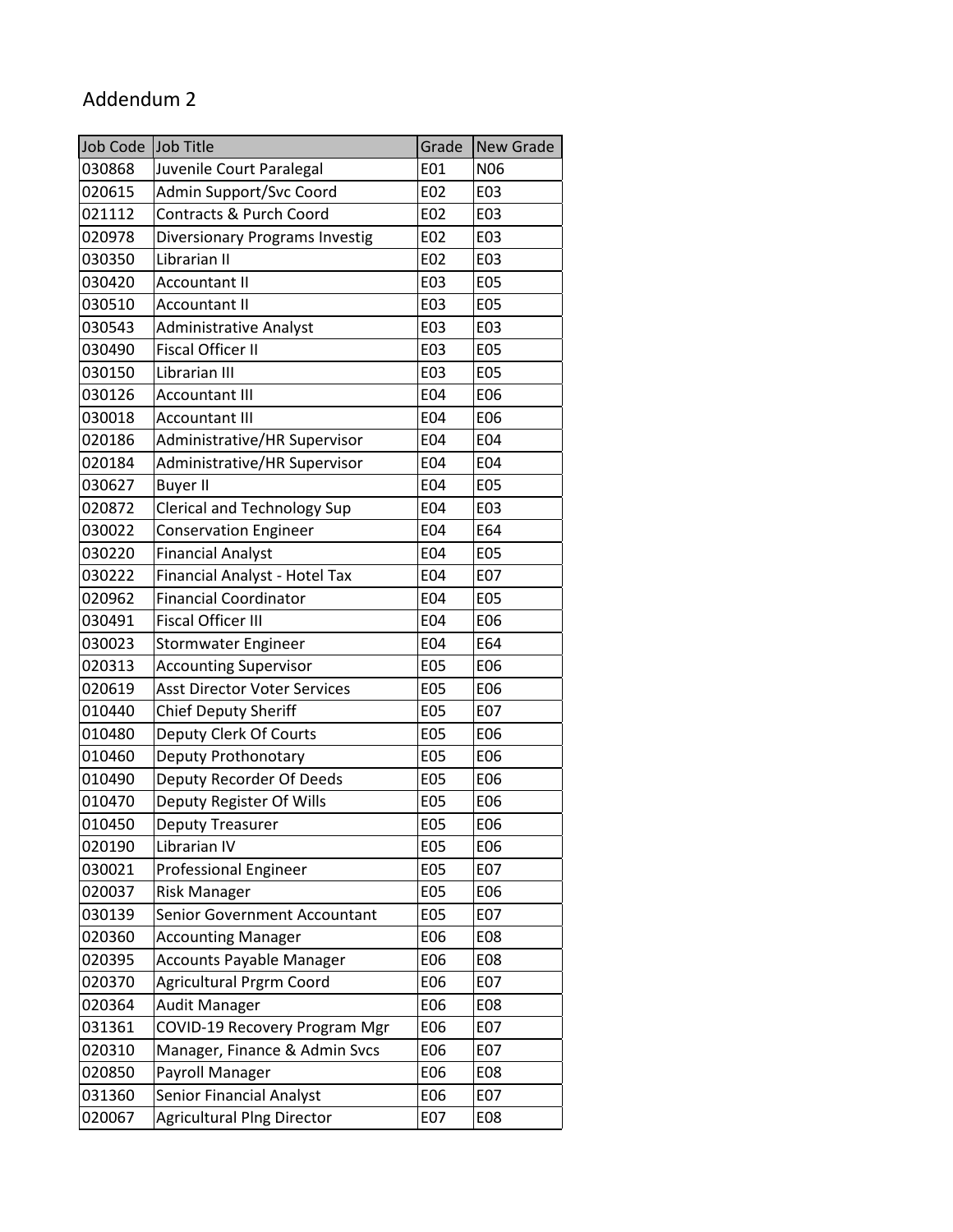# Addendum 2

| Job Code | Job Title | Grade | New Grade |
|---|---|---|---|
| 030868 | Juvenile Court Paralegal | E01 | N06 |
| 020615 | Admin Support/Svc Coord | E02 | E03 |
| 021112 | Contracts & Purch Coord | E02 | E03 |
| 020978 | Diversionary Programs Investig | E02 | E03 |
| 030350 | Librarian II | E02 | E03 |
| 030420 | Accountant II | E03 | E05 |
| 030510 | Accountant II | E03 | E05 |
| 030543 | Administrative Analyst | E03 | E03 |
| 030490 | Fiscal Officer II | E03 | E05 |
| 030150 | Librarian III | E03 | E05 |
| 030126 | Accountant III | E04 | E06 |
| 030018 | Accountant III | E04 | E06 |
| 020186 | Administrative/HR Supervisor | E04 | E04 |
| 020184 | Administrative/HR Supervisor | E04 | E04 |
| 030627 | Buyer II | E04 | E05 |
| 020872 | Clerical and Technology Sup | E04 | E03 |
| 030022 | Conservation Engineer | E04 | E64 |
| 030220 | Financial Analyst | E04 | E05 |
| 030222 | Financial Analyst - Hotel Tax | E04 | E07 |
| 020962 | Financial Coordinator | E04 | E05 |
| 030491 | Fiscal Officer III | E04 | E06 |
| 030023 | Stormwater Engineer | E04 | E64 |
| 020313 | Accounting Supervisor | E05 | E06 |
| 020619 | Asst Director Voter Services | E05 | E06 |
| 010440 | Chief Deputy Sheriff | E05 | E07 |
| 010480 | Deputy Clerk Of Courts | E05 | E06 |
| 010460 | Deputy Prothonotary | E05 | E06 |
| 010490 | Deputy Recorder Of Deeds | E05 | E06 |
| 010470 | Deputy Register Of Wills | E05 | E06 |
| 010450 | Deputy Treasurer | E05 | E06 |
| 020190 | Librarian IV | E05 | E06 |
| 030021 | Professional Engineer | E05 | E07 |
| 020037 | Risk Manager | E05 | E06 |
| 030139 | Senior Government Accountant | E05 | E07 |
| 020360 | Accounting Manager | E06 | E08 |
| 020395 | Accounts Payable Manager | E06 | E08 |
| 020370 | Agricultural Prgrm Coord | E06 | E07 |
| 020364 | Audit Manager | E06 | E08 |
| 031361 | COVID-19 Recovery Program Mgr | E06 | E07 |
| 020310 | Manager, Finance & Admin Svcs | E06 | E07 |
| 020850 | Payroll Manager | E06 | E08 |
| 031360 | Senior Financial Analyst | E06 | E07 |
| 020067 | Agricultural Plng Director | E07 | E08 |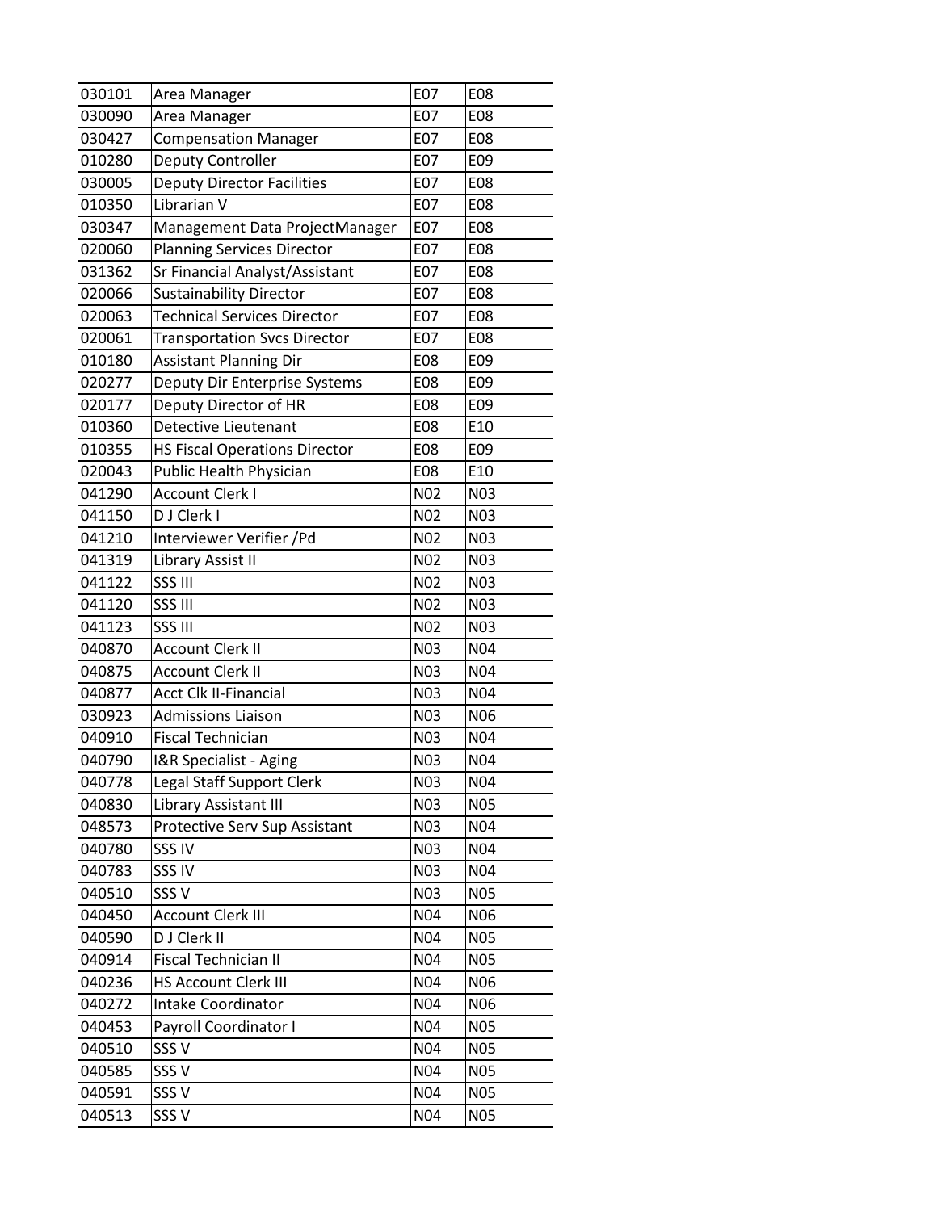| | | | |
|---|---|---|---|
| 030101 | Area Manager | E07 | E08 |
| 030090 | Area Manager | E07 | E08 |
| 030427 | Compensation Manager | E07 | E08 |
| 010280 | Deputy Controller | E07 | E09 |
| 030005 | Deputy Director Facilities | E07 | E08 |
| 010350 | Librarian V | E07 | E08 |
| 030347 | Management Data ProjectManager | E07 | E08 |
| 020060 | Planning Services Director | E07 | E08 |
| 031362 | Sr Financial Analyst/Assistant | E07 | E08 |
| 020066 | Sustainability Director | E07 | E08 |
| 020063 | Technical Services Director | E07 | E08 |
| 020061 | Transportation Svcs Director | E07 | E08 |
| 010180 | Assistant Planning Dir | E08 | E09 |
| 020277 | Deputy Dir Enterprise Systems | E08 | E09 |
| 020177 | Deputy Director of HR | E08 | E09 |
| 010360 | Detective Lieutenant | E08 | E10 |
| 010355 | HS Fiscal Operations Director | E08 | E09 |
| 020043 | Public Health Physician | E08 | E10 |
| 041290 | Account Clerk I | N02 | N03 |
| 041150 | D J Clerk I | N02 | N03 |
| 041210 | Interviewer Verifier /Pd | N02 | N03 |
| 041319 | Library Assist II | N02 | N03 |
| 041122 | SSS III | N02 | N03 |
| 041120 | SSS III | N02 | N03 |
| 041123 | SSS III | N02 | N03 |
| 040870 | Account Clerk II | N03 | N04 |
| 040875 | Account Clerk II | N03 | N04 |
| 040877 | Acct Clk II-Financial | N03 | N04 |
| 030923 | Admissions Liaison | N03 | N06 |
| 040910 | Fiscal Technician | N03 | N04 |
| 040790 | I&R Specialist - Aging | N03 | N04 |
| 040778 | Legal Staff Support Clerk | N03 | N04 |
| 040830 | Library Assistant III | N03 | N05 |
| 048573 | Protective Serv Sup Assistant | N03 | N04 |
| 040780 | SSS IV | N03 | N04 |
| 040783 | SSS IV | N03 | N04 |
| 040510 | SSS V | N03 | N05 |
| 040450 | Account Clerk III | N04 | N06 |
| 040590 | D J Clerk II | N04 | N05 |
| 040914 | Fiscal Technician II | N04 | N05 |
| 040236 | HS Account Clerk III | N04 | N06 |
| 040272 | Intake Coordinator | N04 | N06 |
| 040453 | Payroll Coordinator I | N04 | N05 |
| 040510 | SSS V | N04 | N05 |
| 040585 | SSS V | N04 | N05 |
| 040591 | SSS V | N04 | N05 |
| 040513 | SSS V | N04 | N05 |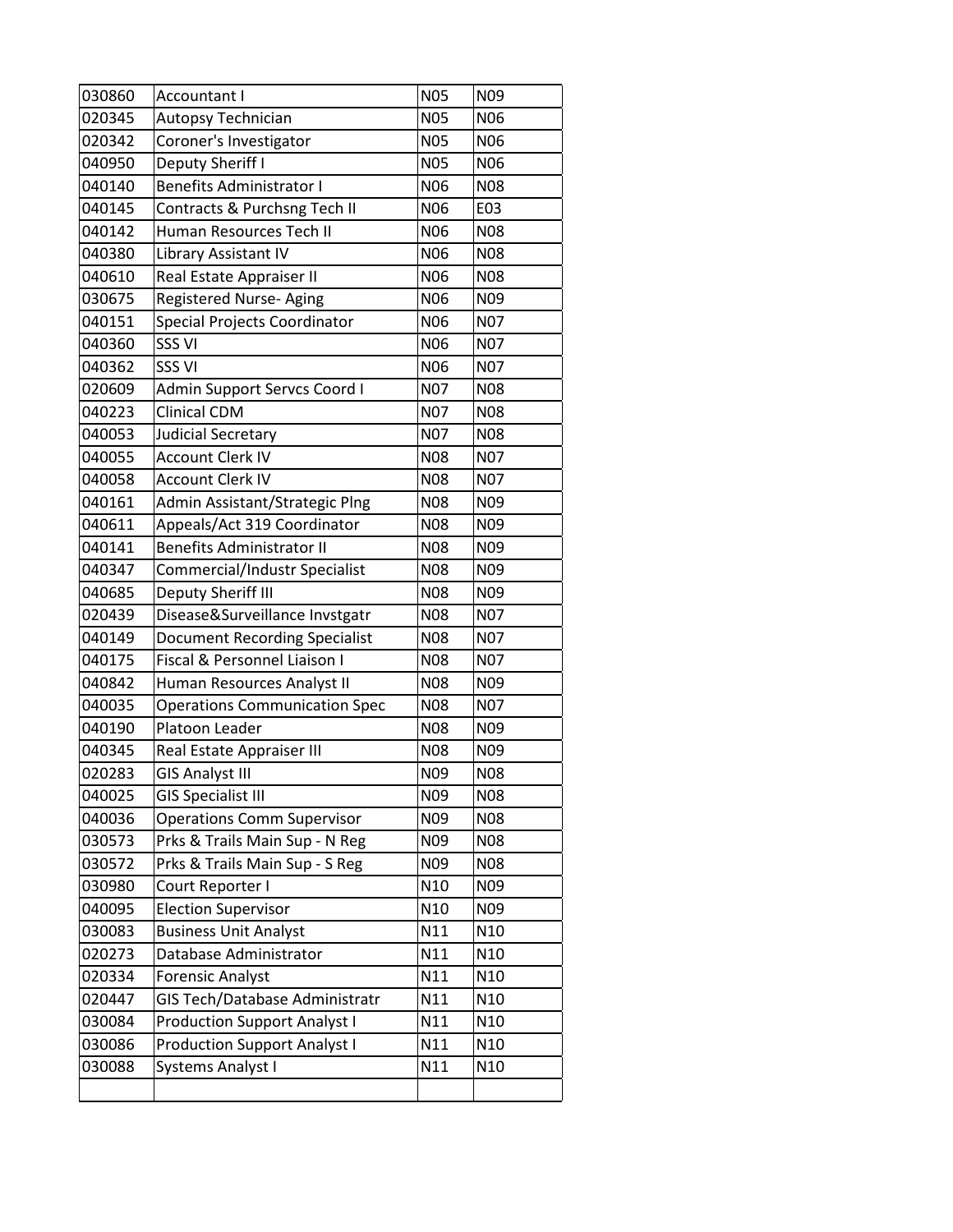| | | | |
|---|---|---|---|
| 030860 | Accountant I | N05 | N09 |
| 020345 | Autopsy Technician | N05 | N06 |
| 020342 | Coroner's Investigator | N05 | N06 |
| 040950 | Deputy Sheriff I | N05 | N06 |
| 040140 | Benefits Administrator I | N06 | N08 |
| 040145 | Contracts & Purchsng Tech II | N06 | E03 |
| 040142 | Human Resources Tech II | N06 | N08 |
| 040380 | Library Assistant IV | N06 | N08 |
| 040610 | Real Estate Appraiser II | N06 | N08 |
| 030675 | Registered Nurse- Aging | N06 | N09 |
| 040151 | Special Projects Coordinator | N06 | N07 |
| 040360 | SSS VI | N06 | N07 |
| 040362 | SSS VI | N06 | N07 |
| 020609 | Admin Support Servcs Coord I | N07 | N08 |
| 040223 | Clinical CDM | N07 | N08 |
| 040053 | Judicial Secretary | N07 | N08 |
| 040055 | Account Clerk IV | N08 | N07 |
| 040058 | Account Clerk IV | N08 | N07 |
| 040161 | Admin Assistant/Strategic Plng | N08 | N09 |
| 040611 | Appeals/Act 319 Coordinator | N08 | N09 |
| 040141 | Benefits Administrator II | N08 | N09 |
| 040347 | Commercial/Industr Specialist | N08 | N09 |
| 040685 | Deputy Sheriff III | N08 | N09 |
| 020439 | Disease&Surveillance Invstgatr | N08 | N07 |
| 040149 | Document Recording Specialist | N08 | N07 |
| 040175 | Fiscal & Personnel Liaison I | N08 | N07 |
| 040842 | Human Resources Analyst II | N08 | N09 |
| 040035 | Operations Communication Spec | N08 | N07 |
| 040190 | Platoon Leader | N08 | N09 |
| 040345 | Real Estate Appraiser III | N08 | N09 |
| 020283 | GIS Analyst III | N09 | N08 |
| 040025 | GIS Specialist III | N09 | N08 |
| 040036 | Operations Comm Supervisor | N09 | N08 |
| 030573 | Prks & Trails Main Sup - N Reg | N09 | N08 |
| 030572 | Prks & Trails Main Sup - S Reg | N09 | N08 |
| 030980 | Court Reporter I | N10 | N09 |
| 040095 | Election Supervisor | N10 | N09 |
| 030083 | Business Unit Analyst | N11 | N10 |
| 020273 | Database Administrator | N11 | N10 |
| 020334 | Forensic Analyst | N11 | N10 |
| 020447 | GIS Tech/Database Administratr | N11 | N10 |
| 030084 | Production Support Analyst I | N11 | N10 |
| 030086 | Production Support Analyst I | N11 | N10 |
| 030088 | Systems Analyst I | N11 | N10 |
| | | | |